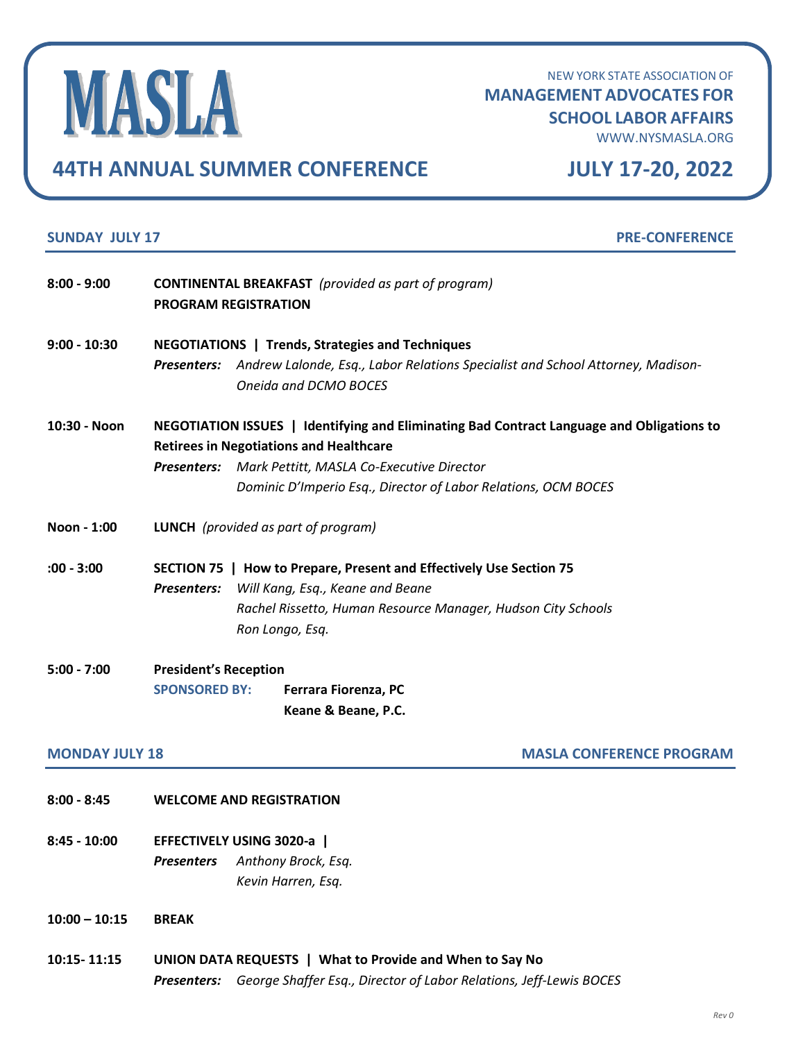# MASLA

NEW YORK STATE ASSOCIATION OF
**MANAGEMENT ADVOCATES FOR SCHOOL LABOR AFFAIRS**
WWW.NYSMASLA.ORG

## 44TH ANNUAL SUMMER CONFERENCE — JULY 17-20, 2022

### SUNDAY JULY 17 — PRE-CONFERENCE

**8:00 - 9:00** **CONTINENTAL BREAKFAST** *(provided as part of program)*
**PROGRAM REGISTRATION**

**9:00 - 10:30** **NEGOTIATIONS | Trends, Strategies and Techniques**
***Presenters:*** *Andrew Lalonde, Esq., Labor Relations Specialist and School Attorney, Madison-Oneida and DCMO BOCES*

**10:30 - Noon** **NEGOTIATION ISSUES | Identifying and Eliminating Bad Contract Language and Obligations to Retirees in Negotiations and Healthcare**
***Presenters:*** *Mark Pettitt, MASLA Co-Executive Director*
*Dominic D'Imperio Esq., Director of Labor Relations, OCM BOCES*

**Noon - 1:00** **LUNCH** *(provided as part of program)*

**:00 - 3:00** **SECTION 75 | How to Prepare, Present and Effectively Use Section 75**
***Presenters:*** *Will Kang, Esq., Keane and Beane*
*Rachel Rissetto, Human Resource Manager, Hudson City Schools*
*Ron Longo, Esq.*

**5:00 - 7:00** **President's Reception**
**SPONSORED BY:** **Ferrara Fiorenza, PC**
**Keane & Beane, P.C.**

### MONDAY JULY 18 — MASLA CONFERENCE PROGRAM

**8:00 - 8:45** **WELCOME AND REGISTRATION**

**8:45 - 10:00** **EFFECTIVELY USING 3020-a |**
***Presenters*** *Anthony Brock, Esq.*
*Kevin Harren, Esq.*

**10:00 – 10:15** **BREAK**

**10:15- 11:15** **UNION DATA REQUESTS | What to Provide and When to Say No**
***Presenters:*** *George Shaffer Esq., Director of Labor Relations, Jeff-Lewis BOCES*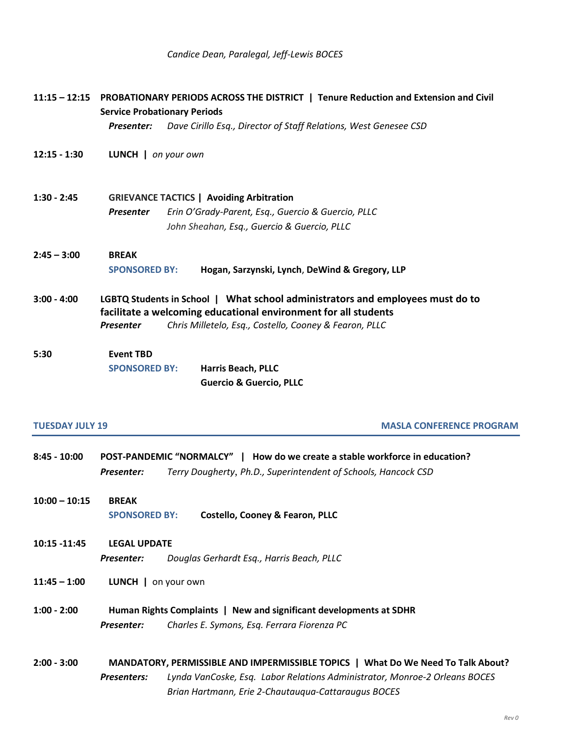*Candice Dean, Paralegal, Jeff-Lewis BOCES*

**11:15 – 12:15** **PROBATIONARY PERIODS ACROSS THE DISTRICT | Tenure Reduction and Extension and Civil Service Probationary Periods**
***Presenter:*** *Dave Cirillo Esq., Director of Staff Relations, West Genesee CSD*

**12:15 - 1:30** **LUNCH |** *on your own*

**1:30 - 2:45** **GRIEVANCE TACTICS | Avoiding Arbitration**
***Presenter*** *Erin O'Grady-Parent, Esq., Guercio & Guercio, PLLC*
*John Sheahan, Esq., Guercio & Guercio, PLLC*

**2:45 – 3:00** **BREAK**
**SPONSORED BY:** **Hogan, Sarzynski, Lynch, DeWind & Gregory, LLP**

**3:00 - 4:00** **LGBTQ Students in School | What school administrators and employees must do to facilitate a welcoming educational environment for all students**
***Presenter*** *Chris Milletelo, Esq., Costello, Cooney & Fearon, PLLC*

**5:30** **Event TBD**
**SPONSORED BY:** **Harris Beach, PLLC**
**Guercio & Guercio, PLLC**

## TUESDAY JULY 19 — MASLA CONFERENCE PROGRAM

**8:45 - 10:00** **POST-PANDEMIC "NORMALCY" | How do we create a stable workforce in education?**
***Presenter:*** *Terry Dougherty, Ph.D., Superintendent of Schools, Hancock CSD*

**10:00 – 10:15** **BREAK**
**SPONSORED BY:** **Costello, Cooney & Fearon, PLLC**

**10:15 -11:45** **LEGAL UPDATE**
***Presenter:*** *Douglas Gerhardt Esq., Harris Beach, PLLC*

**11:45 – 1:00** **LUNCH |** on your own

**1:00 - 2:00** **Human Rights Complaints | New and significant developments at SDHR**
***Presenter:*** *Charles E. Symons, Esq. Ferrara Fiorenza PC*

**2:00 - 3:00** **MANDATORY, PERMISSIBLE AND IMPERMISSIBLE TOPICS | What Do We Need To Talk About?**
***Presenters:*** *Lynda VanCoske, Esq. Labor Relations Administrator, Monroe-2 Orleans BOCES*
*Brian Hartmann, Erie 2-Chautauqua-Cattaraugus BOCES*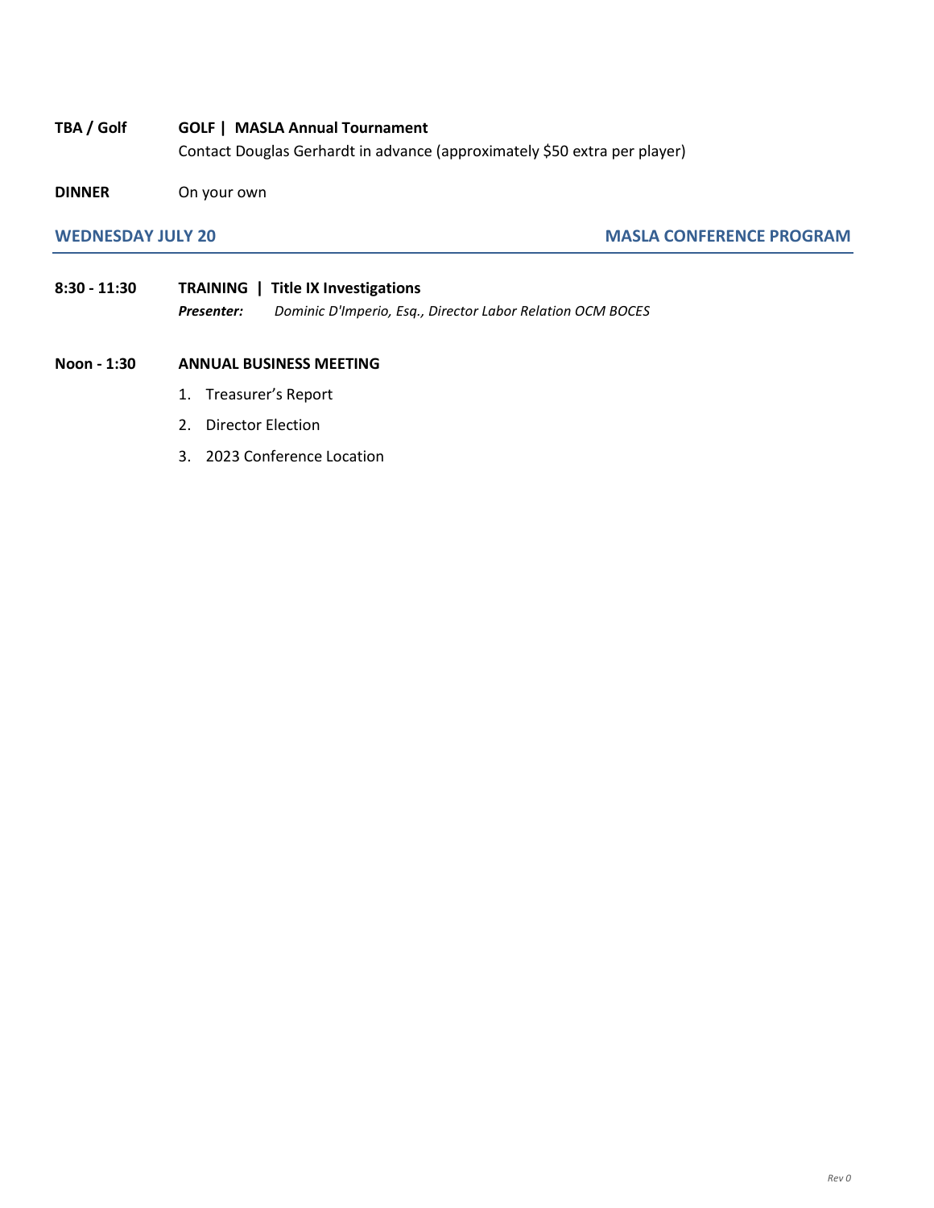**TBA / Golf** **GOLF | MASLA Annual Tournament**

Contact Douglas Gerhardt in advance (approximately $50 extra per player)

**DINNER** On your own

## WEDNESDAY JULY 20 — MASLA CONFERENCE PROGRAM

**8:30 - 11:30** **TRAINING | Title IX Investigations**

***Presenter:*** *Dominic D'Imperio, Esq., Director Labor Relation OCM BOCES*

**Noon - 1:30** **ANNUAL BUSINESS MEETING**

1. Treasurer's Report
2. Director Election
3. 2023 Conference Location

*Rev 0*